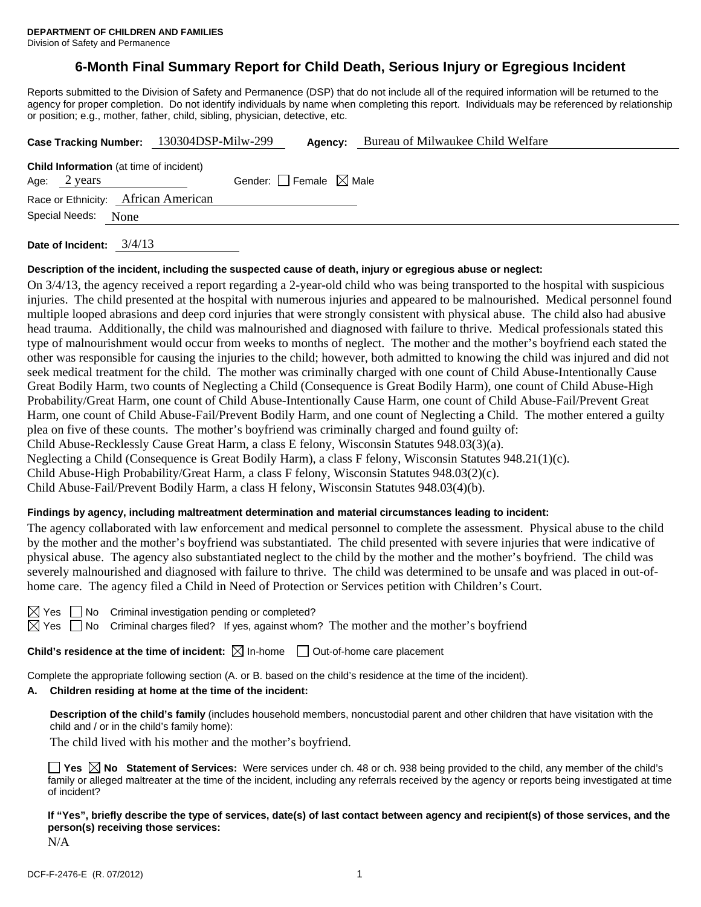**DEPARTMENT OF CHILDREN AND FAMILIES**
Division of Safety and Permanence

# 6-Month Final Summary Report for Child Death, Serious Injury or Egregious Incident

Reports submitted to the Division of Safety and Permanence (DSP) that do not include all of the required information will be returned to the agency for proper completion. Do not identify individuals by name when completing this report. Individuals may be referenced by relationship or position; e.g., mother, father, child, sibling, physician, detective, etc.

**Case Tracking Number:** 130304DSP-Milw-299 **Agency:** Bureau of Milwaukee Child Welfare

**Child Information** (at time of incident)
Age: 2 years Gender: ☐ Female ☒ Male
Race or Ethnicity: African American
Special Needs: None

**Date of Incident:** 3/4/13

**Description of the incident, including the suspected cause of death, injury or egregious abuse or neglect:**

On 3/4/13, the agency received a report regarding a 2-year-old child who was being transported to the hospital with suspicious injuries. The child presented at the hospital with numerous injuries and appeared to be malnourished. Medical personnel found multiple looped abrasions and deep cord injuries that were strongly consistent with physical abuse. The child also had abusive head trauma. Additionally, the child was malnourished and diagnosed with failure to thrive. Medical professionals stated this type of malnourishment would occur from weeks to months of neglect. The mother and the mother's boyfriend each stated the other was responsible for causing the injuries to the child; however, both admitted to knowing the child was injured and did not seek medical treatment for the child. The mother was criminally charged with one count of Child Abuse-Intentionally Cause Great Bodily Harm, two counts of Neglecting a Child (Consequence is Great Bodily Harm), one count of Child Abuse-High Probability/Great Harm, one count of Child Abuse-Intentionally Cause Harm, one count of Child Abuse-Fail/Prevent Great Harm, one count of Child Abuse-Fail/Prevent Bodily Harm, and one count of Neglecting a Child. The mother entered a guilty plea on five of these counts. The mother's boyfriend was criminally charged and found guilty of:
Child Abuse-Recklessly Cause Great Harm, a class E felony, Wisconsin Statutes 948.03(3)(a).
Neglecting a Child (Consequence is Great Bodily Harm), a class F felony, Wisconsin Statutes 948.21(1)(c).
Child Abuse-High Probability/Great Harm, a class F felony, Wisconsin Statutes 948.03(2)(c).
Child Abuse-Fail/Prevent Bodily Harm, a class H felony, Wisconsin Statutes 948.03(4)(b).

**Findings by agency, including maltreatment determination and material circumstances leading to incident:**

The agency collaborated with law enforcement and medical personnel to complete the assessment. Physical abuse to the child by the mother and the mother's boyfriend was substantiated. The child presented with severe injuries that were indicative of physical abuse. The agency also substantiated neglect to the child by the mother and the mother's boyfriend. The child was severely malnourished and diagnosed with failure to thrive. The child was determined to be unsafe and was placed in out-of-home care. The agency filed a Child in Need of Protection or Services petition with Children's Court.

☒ Yes ☐ No Criminal investigation pending or completed?
☒ Yes ☐ No Criminal charges filed? If yes, against whom? The mother and the mother's boyfriend

**Child's residence at the time of incident:** ☒ In-home ☐ Out-of-home care placement

Complete the appropriate following section (A. or B. based on the child's residence at the time of the incident).

**A. Children residing at home at the time of the incident:**

**Description of the child's family** (includes household members, noncustodial parent and other children that have visitation with the child and / or in the child's family home):

The child lived with his mother and the mother's boyfriend.

☐ **Yes** ☒ **No Statement of Services:** Were services under ch. 48 or ch. 938 being provided to the child, any member of the child's family or alleged maltreater at the time of the incident, including any referrals received by the agency or reports being investigated at time of incident?

**If "Yes", briefly describe the type of services, date(s) of last contact between agency and recipient(s) of those services, and the person(s) receiving those services:**

N/A

DCF-F-2476-E (R. 07/2012)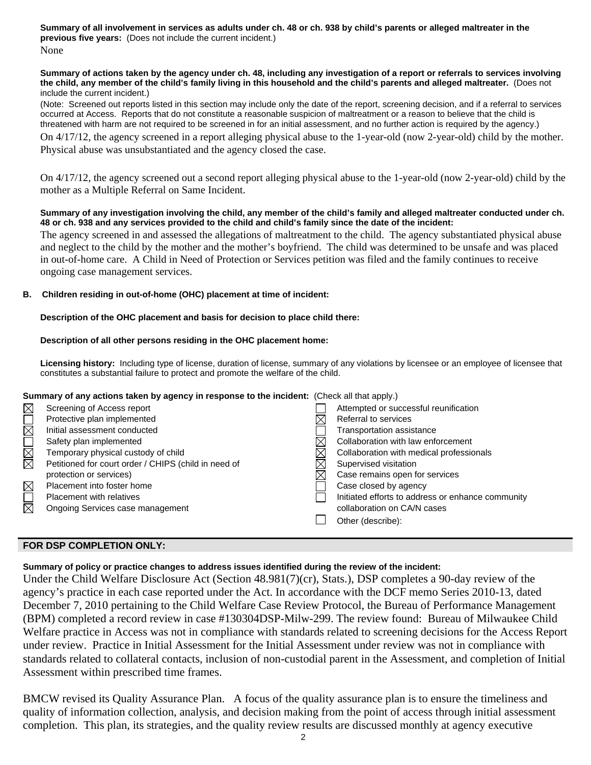**Summary of all involvement in services as adults under ch. 48 or ch. 938 by child's parents or alleged maltreater in the previous five years:** (Does not include the current incident.)

None

**Summary of actions taken by the agency under ch. 48, including any investigation of a report or referrals to services involving the child, any member of the child's family living in this household and the child's parents and alleged maltreater.** (Does not include the current incident.)

(Note: Screened out reports listed in this section may include only the date of the report, screening decision, and if a referral to services occurred at Access. Reports that do not constitute a reasonable suspicion of maltreatment or a reason to believe that the child is threatened with harm are not required to be screened in for an initial assessment, and no further action is required by the agency.)

On 4/17/12, the agency screened in a report alleging physical abuse to the 1-year-old (now 2-year-old) child by the mother. Physical abuse was unsubstantiated and the agency closed the case.

On 4/17/12, the agency screened out a second report alleging physical abuse to the 1-year-old (now 2-year-old) child by the mother as a Multiple Referral on Same Incident.

**Summary of any investigation involving the child, any member of the child's family and alleged maltreater conducted under ch. 48 or ch. 938 and any services provided to the child and child's family since the date of the incident:**

The agency screened in and assessed the allegations of maltreatment to the child. The agency substantiated physical abuse and neglect to the child by the mother and the mother's boyfriend. The child was determined to be unsafe and was placed in out-of-home care. A Child in Need of Protection or Services petition was filed and the family continues to receive ongoing case management services.

**B. Children residing in out-of-home (OHC) placement at time of incident:**

**Description of the OHC placement and basis for decision to place child there:**

**Description of all other persons residing in the OHC placement home:**

**Licensing history:** Including type of license, duration of license, summary of any violations by licensee or an employee of licensee that constitutes a substantial failure to protect and promote the welfare of the child.

**Summary of any actions taken by agency in response to the incident:** (Check all that apply.)

| | | | |
|---|---|---|---|
| ☒ | Screening of Access report | ☐ | Attempted or successful reunification |
| ☐ | Protective plan implemented | ☒ | Referral to services |
| ☒ | Initial assessment conducted | ☐ | Transportation assistance |
| ☐ | Safety plan implemented | ☒ | Collaboration with law enforcement |
| ☒ | Temporary physical custody of child | ☒ | Collaboration with medical professionals |
| ☒ | Petitioned for court order / CHIPS (child in need of protection or services) | ☒ | Supervised visitation |
| | | ☒ | Case remains open for services |
| ☒ | Placement into foster home | ☐ | Case closed by agency |
| ☐ | Placement with relatives | ☐ | Initiated efforts to address or enhance community collaboration on CA/N cases |
| ☒ | Ongoing Services case management | ☐ | Other (describe): |

## FOR DSP COMPLETION ONLY:

**Summary of policy or practice changes to address issues identified during the review of the incident:**

Under the Child Welfare Disclosure Act (Section 48.981(7)(cr), Stats.), DSP completes a 90-day review of the agency's practice in each case reported under the Act. In accordance with the DCF memo Series 2010-13, dated December 7, 2010 pertaining to the Child Welfare Case Review Protocol, the Bureau of Performance Management (BPM) completed a record review in case #130304DSP-Milw-299. The review found: Bureau of Milwaukee Child Welfare practice in Access was not in compliance with standards related to screening decisions for the Access Report under review. Practice in Initial Assessment for the Initial Assessment under review was not in compliance with standards related to collateral contacts, inclusion of non-custodial parent in the Assessment, and completion of Initial Assessment within prescribed time frames.

BMCW revised its Quality Assurance Plan. A focus of the quality assurance plan is to ensure the timeliness and quality of information collection, analysis, and decision making from the point of access through initial assessment completion. This plan, its strategies, and the quality review results are discussed monthly at agency executive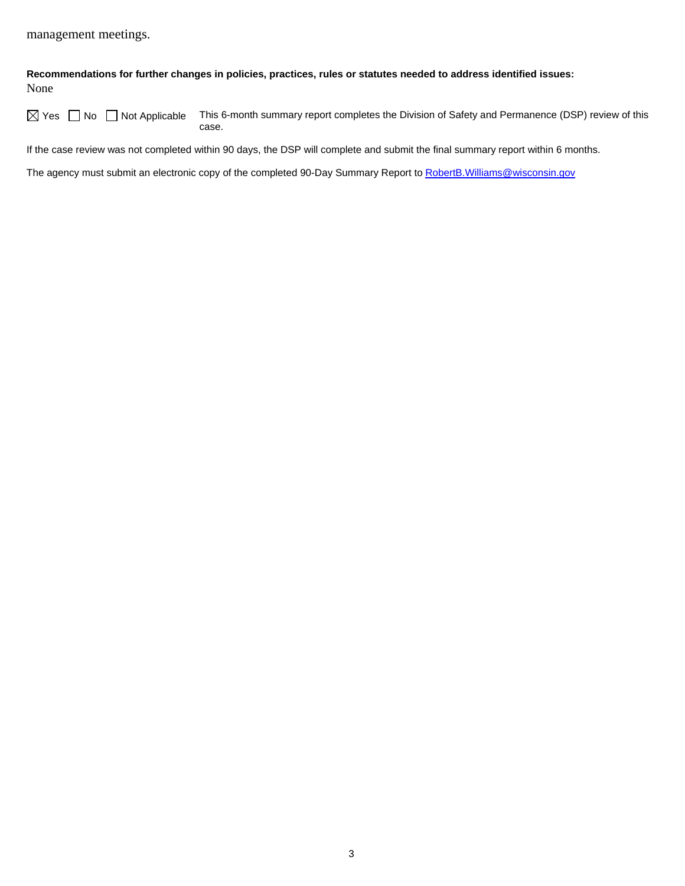management meetings.

**Recommendations for further changes in policies, practices, rules or statutes needed to address identified issues:**
None

☒ Yes ☐ No ☐ Not Applicable This 6-month summary report completes the Division of Safety and Permanence (DSP) review of this case.

If the case review was not completed within 90 days, the DSP will complete and submit the final summary report within 6 months.

The agency must submit an electronic copy of the completed 90-Day Summary Report to [RobertB.Williams@wisconsin.gov](mailto:RobertB.Williams@wisconsin.gov)